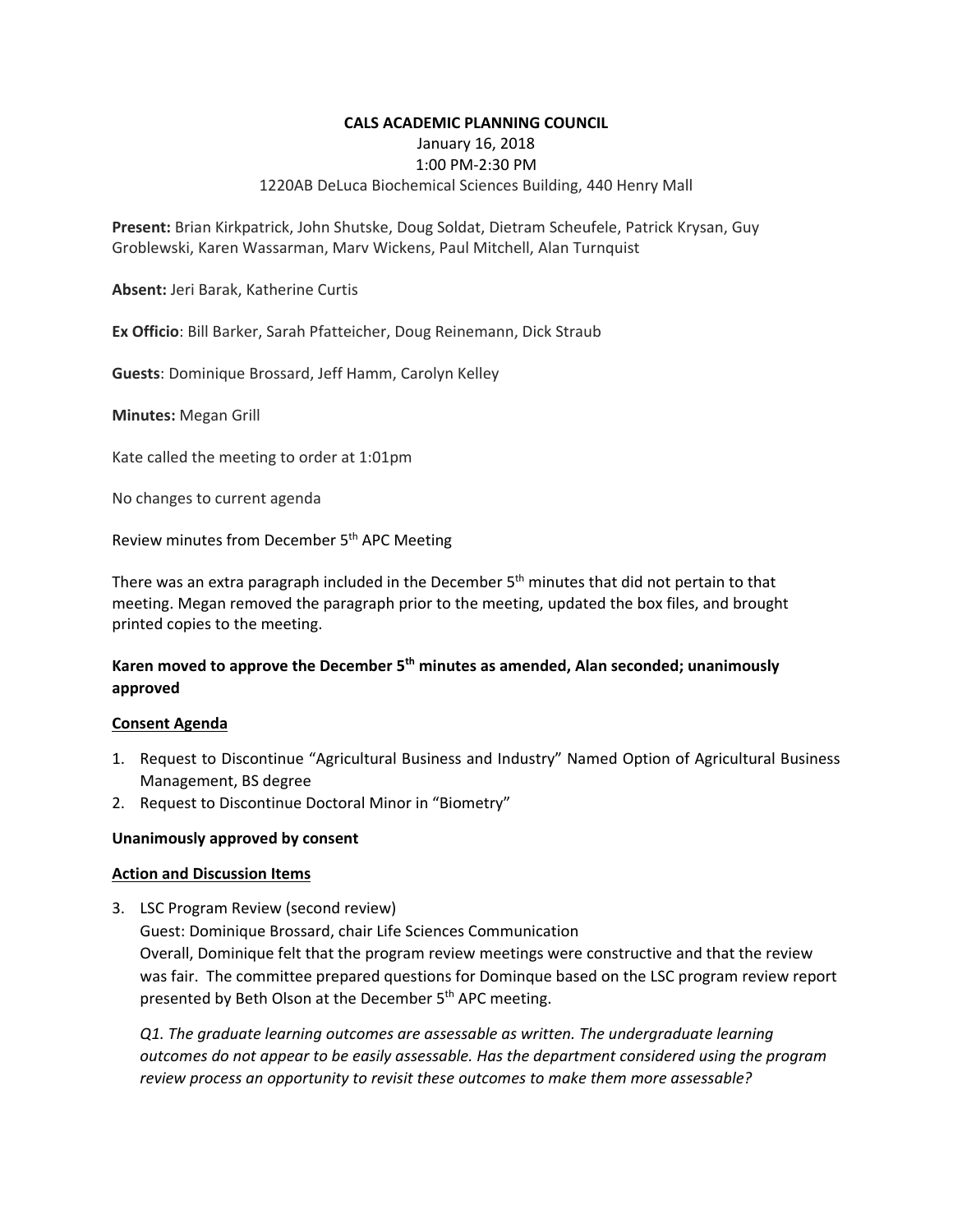# CALS ACADEMIC PLANNING COUNCIL

January 16, 2018

1:00 PM-2:30 PM

1220AB DeLuca Biochemical Sciences Building, 440 Henry Mall

**Present:** Brian Kirkpatrick, John Shutske, Doug Soldat, Dietram Scheufele, Patrick Krysan, Guy Groblewski, Karen Wassarman, Marv Wickens, Paul Mitchell, Alan Turnquist

**Absent:** Jeri Barak, Katherine Curtis

**Ex Officio**: Bill Barker, Sarah Pfatteicher, Doug Reinemann, Dick Straub

**Guests**: Dominique Brossard, Jeff Hamm, Carolyn Kelley

**Minutes:** Megan Grill

Kate called the meeting to order at 1:01pm

No changes to current agenda

Review minutes from December 5th APC Meeting

There was an extra paragraph included in the December 5th minutes that did not pertain to that meeting. Megan removed the paragraph prior to the meeting, updated the box files, and brought printed copies to the meeting.

**Karen moved to approve the December 5th minutes as amended, Alan seconded; unanimously approved**

**Consent Agenda**

1. Request to Discontinue "Agricultural Business and Industry" Named Option of Agricultural Business Management, BS degree
2. Request to Discontinue Doctoral Minor in "Biometry"

**Unanimously approved by consent**

**Action and Discussion Items**

3. LSC Program Review (second review)
   Guest: Dominique Brossard, chair Life Sciences Communication
   Overall, Dominique felt that the program review meetings were constructive and that the review was fair. The committee prepared questions for Dominque based on the LSC program review report presented by Beth Olson at the December 5th APC meeting.

   *Q1. The graduate learning outcomes are assessable as written. The undergraduate learning outcomes do not appear to be easily assessable. Has the department considered using the program review process an opportunity to revisit these outcomes to make them more assessable?*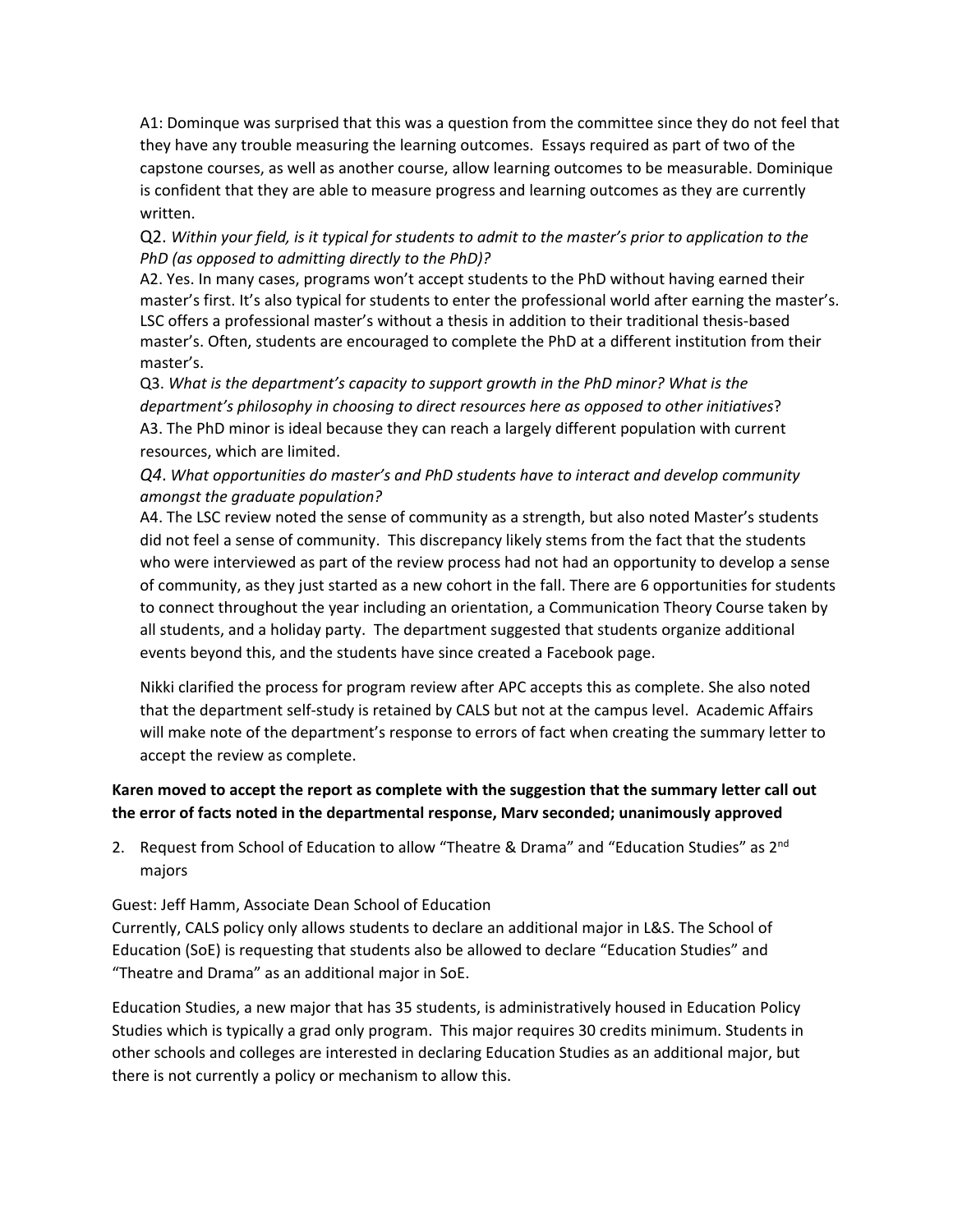A1: Dominque was surprised that this was a question from the committee since they do not feel that they have any trouble measuring the learning outcomes. Essays required as part of two of the capstone courses, as well as another course, allow learning outcomes to be measurable. Dominique is confident that they are able to measure progress and learning outcomes as they are currently written.

Q2. *Within your field, is it typical for students to admit to the master's prior to application to the PhD (as opposed to admitting directly to the PhD)?*

A2. Yes. In many cases, programs won't accept students to the PhD without having earned their master's first. It's also typical for students to enter the professional world after earning the master's. LSC offers a professional master's without a thesis in addition to their traditional thesis-based master's. Often, students are encouraged to complete the PhD at a different institution from their master's.

Q3. *What is the department's capacity to support growth in the PhD minor? What is the department's philosophy in choosing to direct resources here as opposed to other initiatives*?

A3. The PhD minor is ideal because they can reach a largely different population with current resources, which are limited.

*Q4*. *What opportunities do master's and PhD students have to interact and develop community amongst the graduate population?*

A4. The LSC review noted the sense of community as a strength, but also noted Master's students did not feel a sense of community. This discrepancy likely stems from the fact that the students who were interviewed as part of the review process had not had an opportunity to develop a sense of community, as they just started as a new cohort in the fall. There are 6 opportunities for students to connect throughout the year including an orientation, a Communication Theory Course taken by all students, and a holiday party. The department suggested that students organize additional events beyond this, and the students have since created a Facebook page.

Nikki clarified the process for program review after APC accepts this as complete. She also noted that the department self-study is retained by CALS but not at the campus level. Academic Affairs will make note of the department's response to errors of fact when creating the summary letter to accept the review as complete.

**Karen moved to accept the report as complete with the suggestion that the summary letter call out the error of facts noted in the departmental response, Marv seconded; unanimously approved**

2. Request from School of Education to allow "Theatre & Drama" and "Education Studies" as 2nd majors

Guest: Jeff Hamm, Associate Dean School of Education

Currently, CALS policy only allows students to declare an additional major in L&S. The School of Education (SoE) is requesting that students also be allowed to declare "Education Studies" and "Theatre and Drama" as an additional major in SoE.

Education Studies, a new major that has 35 students, is administratively housed in Education Policy Studies which is typically a grad only program. This major requires 30 credits minimum. Students in other schools and colleges are interested in declaring Education Studies as an additional major, but there is not currently a policy or mechanism to allow this.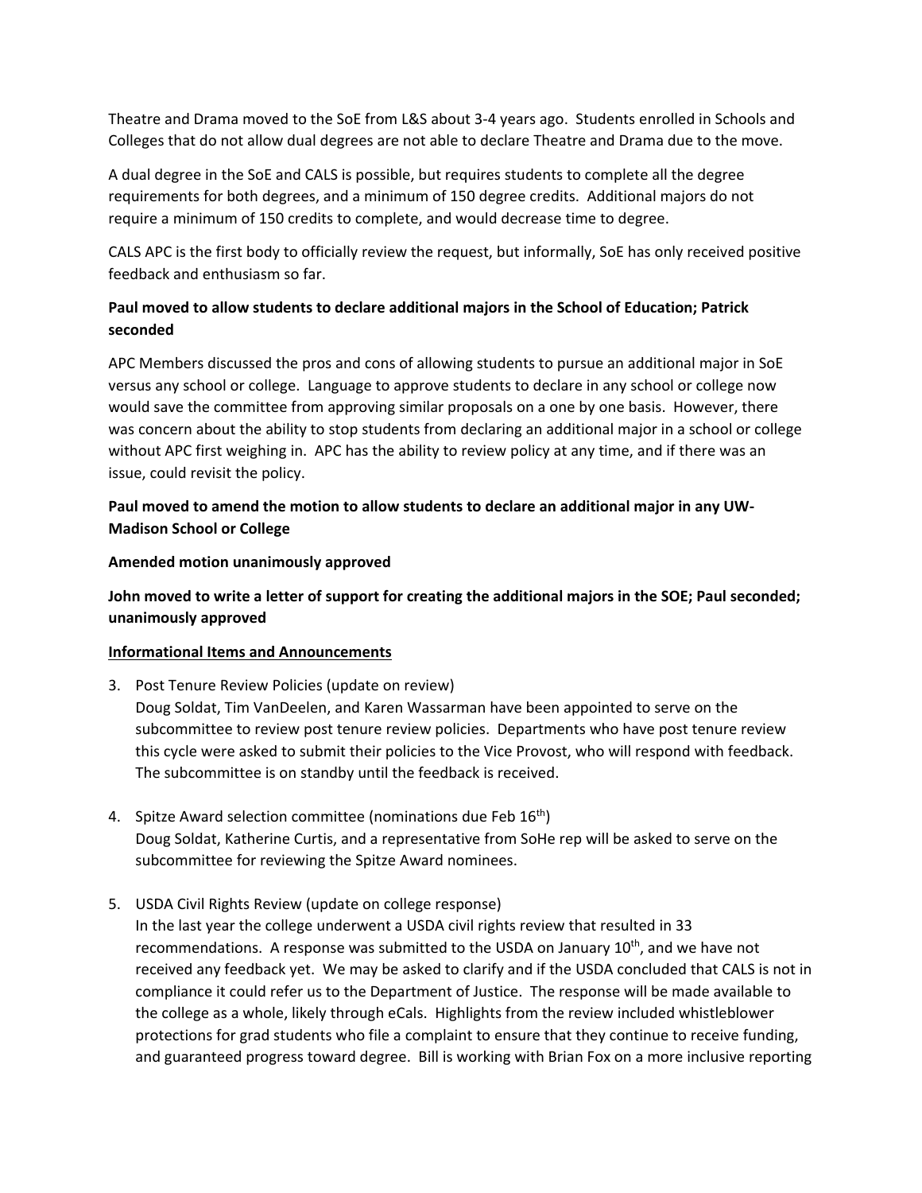Theatre and Drama moved to the SoE from L&S about 3-4 years ago. Students enrolled in Schools and Colleges that do not allow dual degrees are not able to declare Theatre and Drama due to the move.

A dual degree in the SoE and CALS is possible, but requires students to complete all the degree requirements for both degrees, and a minimum of 150 degree credits. Additional majors do not require a minimum of 150 credits to complete, and would decrease time to degree.

CALS APC is the first body to officially review the request, but informally, SoE has only received positive feedback and enthusiasm so far.

**Paul moved to allow students to declare additional majors in the School of Education; Patrick seconded**

APC Members discussed the pros and cons of allowing students to pursue an additional major in SoE versus any school or college. Language to approve students to declare in any school or college now would save the committee from approving similar proposals on a one by one basis. However, there was concern about the ability to stop students from declaring an additional major in a school or college without APC first weighing in. APC has the ability to review policy at any time, and if there was an issue, could revisit the policy.

**Paul moved to amend the motion to allow students to declare an additional major in any UW-Madison School or College**

**Amended motion unanimously approved**

**John moved to write a letter of support for creating the additional majors in the SOE; Paul seconded; unanimously approved**

<u>**Informational Items and Announcements**</u>

3. Post Tenure Review Policies (update on review)
   Doug Soldat, Tim VanDeelen, and Karen Wassarman have been appointed to serve on the subcommittee to review post tenure review policies. Departments who have post tenure review this cycle were asked to submit their policies to the Vice Provost, who will respond with feedback. The subcommittee is on standby until the feedback is received.

4. Spitze Award selection committee (nominations due Feb 16th)
   Doug Soldat, Katherine Curtis, and a representative from SoHe rep will be asked to serve on the subcommittee for reviewing the Spitze Award nominees.

5. USDA Civil Rights Review (update on college response)
   In the last year the college underwent a USDA civil rights review that resulted in 33 recommendations. A response was submitted to the USDA on January 10th, and we have not received any feedback yet. We may be asked to clarify and if the USDA concluded that CALS is not in compliance it could refer us to the Department of Justice. The response will be made available to the college as a whole, likely through eCals. Highlights from the review included whistleblower protections for grad students who file a complaint to ensure that they continue to receive funding, and guaranteed progress toward degree. Bill is working with Brian Fox on a more inclusive reporting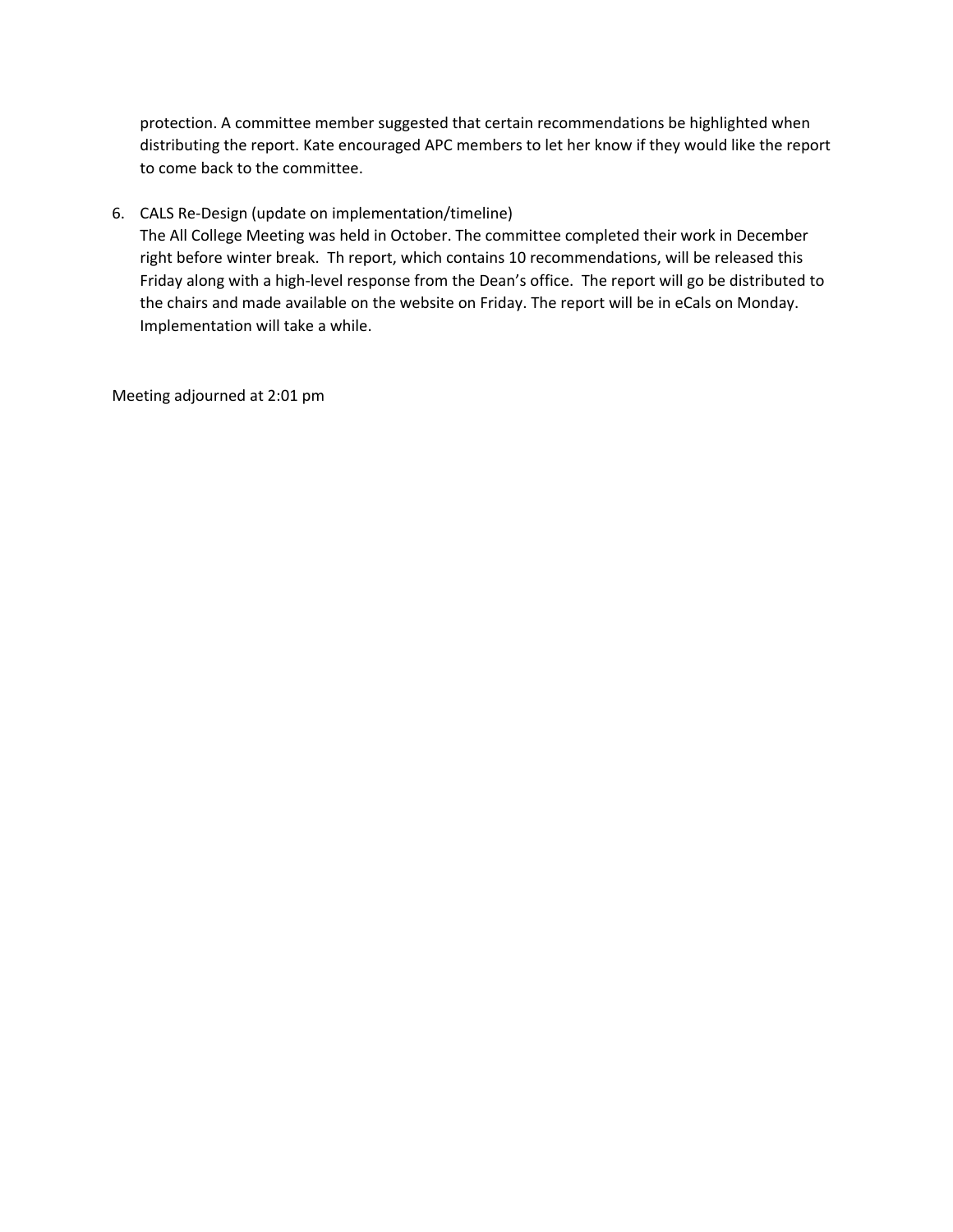protection. A committee member suggested that certain recommendations be highlighted when distributing the report. Kate encouraged APC members to let her know if they would like the report to come back to the committee.

6. CALS Re-Design (update on implementation/timeline)
   The All College Meeting was held in October. The committee completed their work in December right before winter break. Th report, which contains 10 recommendations, will be released this Friday along with a high-level response from the Dean's office. The report will go be distributed to the chairs and made available on the website on Friday. The report will be in eCals on Monday. Implementation will take a while.

Meeting adjourned at 2:01 pm